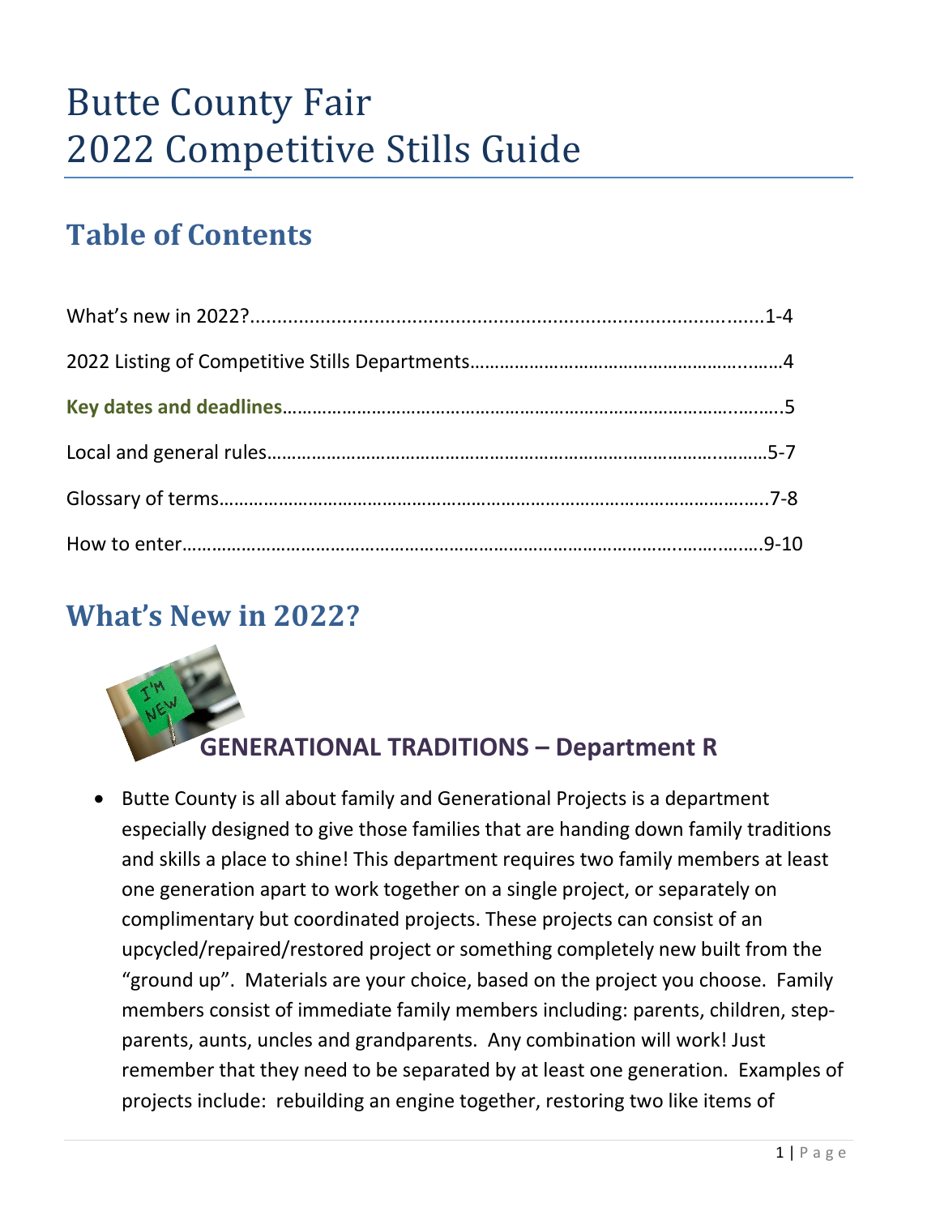# Butte County Fair
# 2022 Competitive Stills Guide

## Table of Contents

What's new in 2022?.......................................................................................1-4

2022 Listing of Competitive Stills Departments...............................................4

**Key dates and deadlines**.........................................................................................5

Local and general rules..........................................................................................5-7

Glossary of terms..................................................................................................7-8

How to enter.........................................................................................................9-10

## What's New in 2022?

### GENERATIONAL TRADITIONS – Department R

- Butte County is all about family and Generational Projects is a department especially designed to give those families that are handing down family traditions and skills a place to shine! This department requires two family members at least one generation apart to work together on a single project, or separately on complimentary but coordinated projects. These projects can consist of an upcycled/repaired/restored project or something completely new built from the "ground up". Materials are your choice, based on the project you choose. Family members consist of immediate family members including: parents, children, step-parents, aunts, uncles and grandparents. Any combination will work! Just remember that they need to be separated by at least one generation. Examples of projects include: rebuilding an engine together, restoring two like items of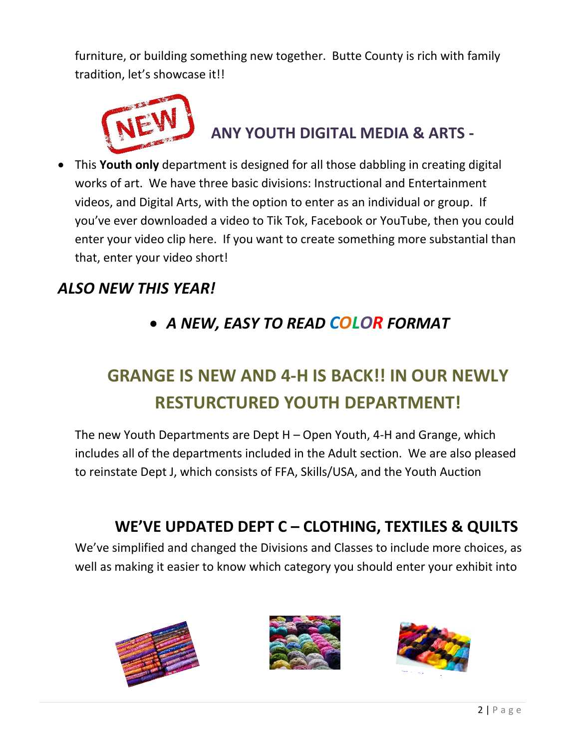furniture, or building something new together. Butte County is rich with family tradition, let's showcase it!!

## NEW ANY YOUTH DIGITAL MEDIA & ARTS -

- This **Youth only** department is designed for all those dabbling in creating digital works of art. We have three basic divisions: Instructional and Entertainment videos, and Digital Arts, with the option to enter as an individual or group. If you've ever downloaded a video to Tik Tok, Facebook or YouTube, then you could enter your video clip here. If you want to create something more substantial than that, enter your video short!

## *ALSO NEW THIS YEAR!*

- ***A NEW, EASY TO READ COLOR FORMAT***

## GRANGE IS NEW AND 4-H IS BACK!! IN OUR NEWLY RESTURCTURED YOUTH DEPARTMENT!

The new Youth Departments are Dept H – Open Youth, 4-H and Grange, which includes all of the departments included in the Adult section. We are also pleased to reinstate Dept J, which consists of FFA, Skills/USA, and the Youth Auction

## WE'VE UPDATED DEPT C – CLOTHING, TEXTILES & QUILTS

We've simplified and changed the Divisions and Classes to include more choices, as well as making it easier to know which category you should enter your exhibit into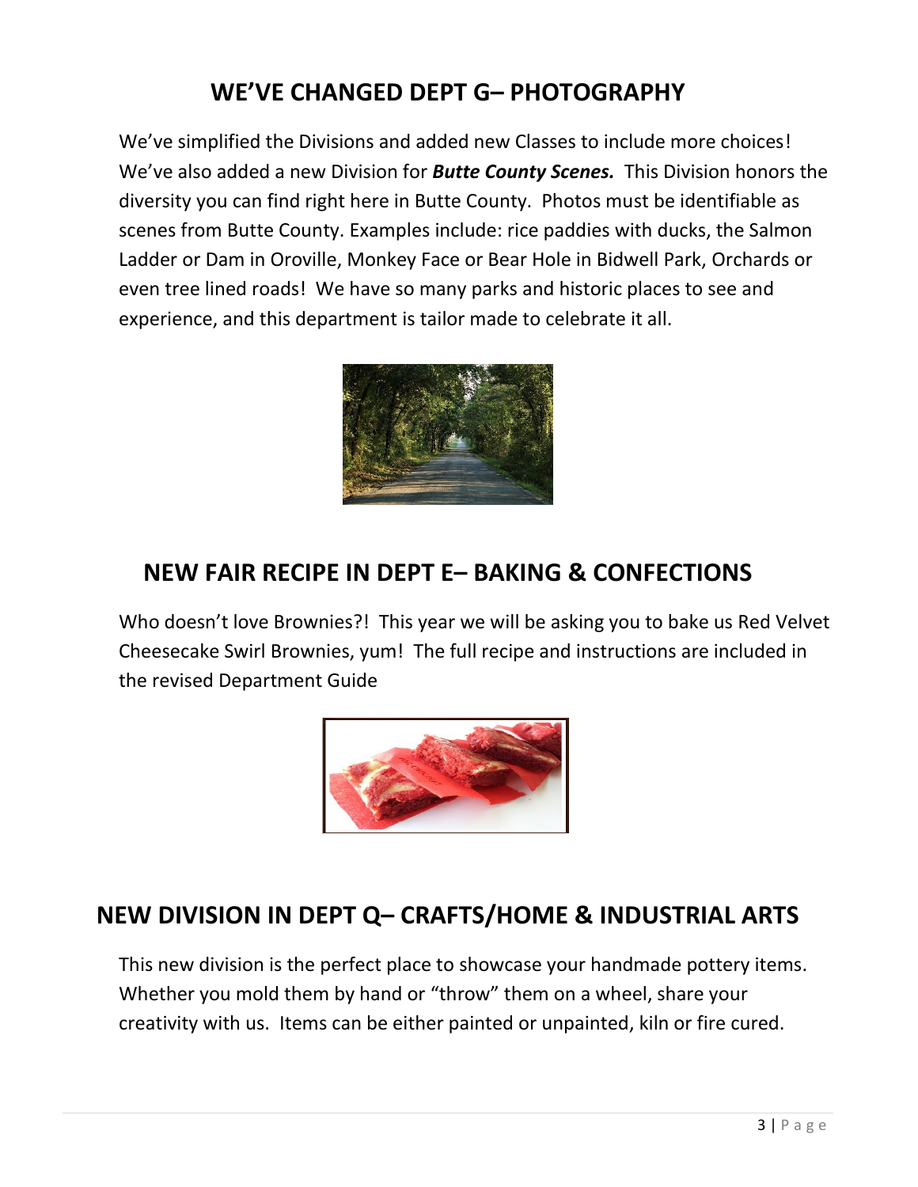## WE'VE CHANGED DEPT G– PHOTOGRAPHY

We've simplified the Divisions and added new Classes to include more choices! We've also added a new Division for ***Butte County Scenes.*** This Division honors the diversity you can find right here in Butte County. Photos must be identifiable as scenes from Butte County. Examples include: rice paddies with ducks, the Salmon Ladder or Dam in Oroville, Monkey Face or Bear Hole in Bidwell Park, Orchards or even tree lined roads! We have so many parks and historic places to see and experience, and this department is tailor made to celebrate it all.

## NEW FAIR RECIPE IN DEPT E– BAKING & CONFECTIONS

Who doesn't love Brownies?! This year we will be asking you to bake us Red Velvet Cheesecake Swirl Brownies, yum! The full recipe and instructions are included in the revised Department Guide

## NEW DIVISION IN DEPT Q– CRAFTS/HOME & INDUSTRIAL ARTS

This new division is the perfect place to showcase your handmade pottery items. Whether you mold them by hand or "throw" them on a wheel, share your creativity with us. Items can be either painted or unpainted, kiln or fire cured.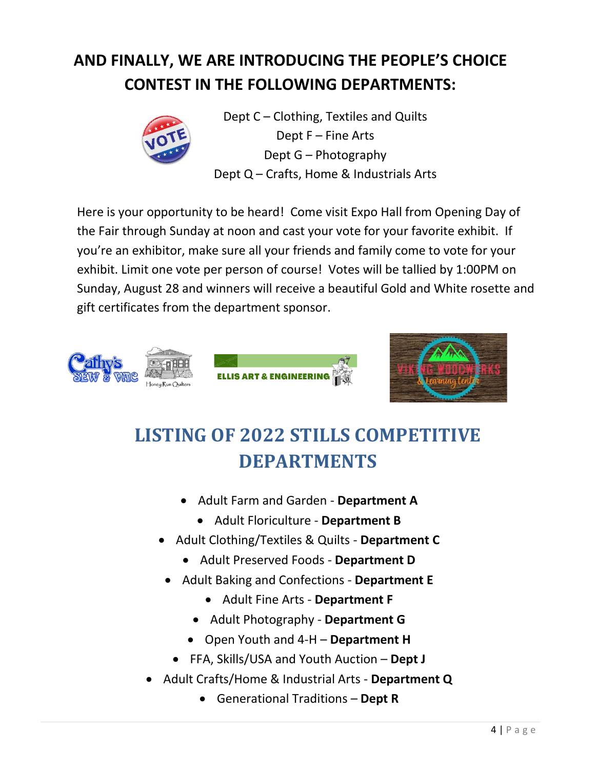## AND FINALLY, WE ARE INTRODUCING THE PEOPLE'S CHOICE CONTEST IN THE FOLLOWING DEPARTMENTS:

Dept C – Clothing, Textiles and Quilts
Dept F – Fine Arts
Dept G – Photography
Dept Q – Crafts, Home & Industrials Arts

Here is your opportunity to be heard! Come visit Expo Hall from Opening Day of the Fair through Sunday at noon and cast your vote for your favorite exhibit. If you're an exhibitor, make sure all your friends and family come to vote for your exhibit. Limit one vote per person of course! Votes will be tallied by 1:00PM on Sunday, August 28 and winners will receive a beautiful Gold and White rosette and gift certificates from the department sponsor.

## LISTING OF 2022 STILLS COMPETITIVE DEPARTMENTS

- Adult Farm and Garden - **Department A**
- Adult Floriculture - **Department B**
- Adult Clothing/Textiles & Quilts - **Department C**
- Adult Preserved Foods - **Department D**
- Adult Baking and Confections - **Department E**
- Adult Fine Arts - **Department F**
- Adult Photography - **Department G**
- Open Youth and 4-H – **Department H**
- FFA, Skills/USA and Youth Auction – **Dept J**
- Adult Crafts/Home & Industrial Arts - **Department Q**
- Generational Traditions – **Dept R**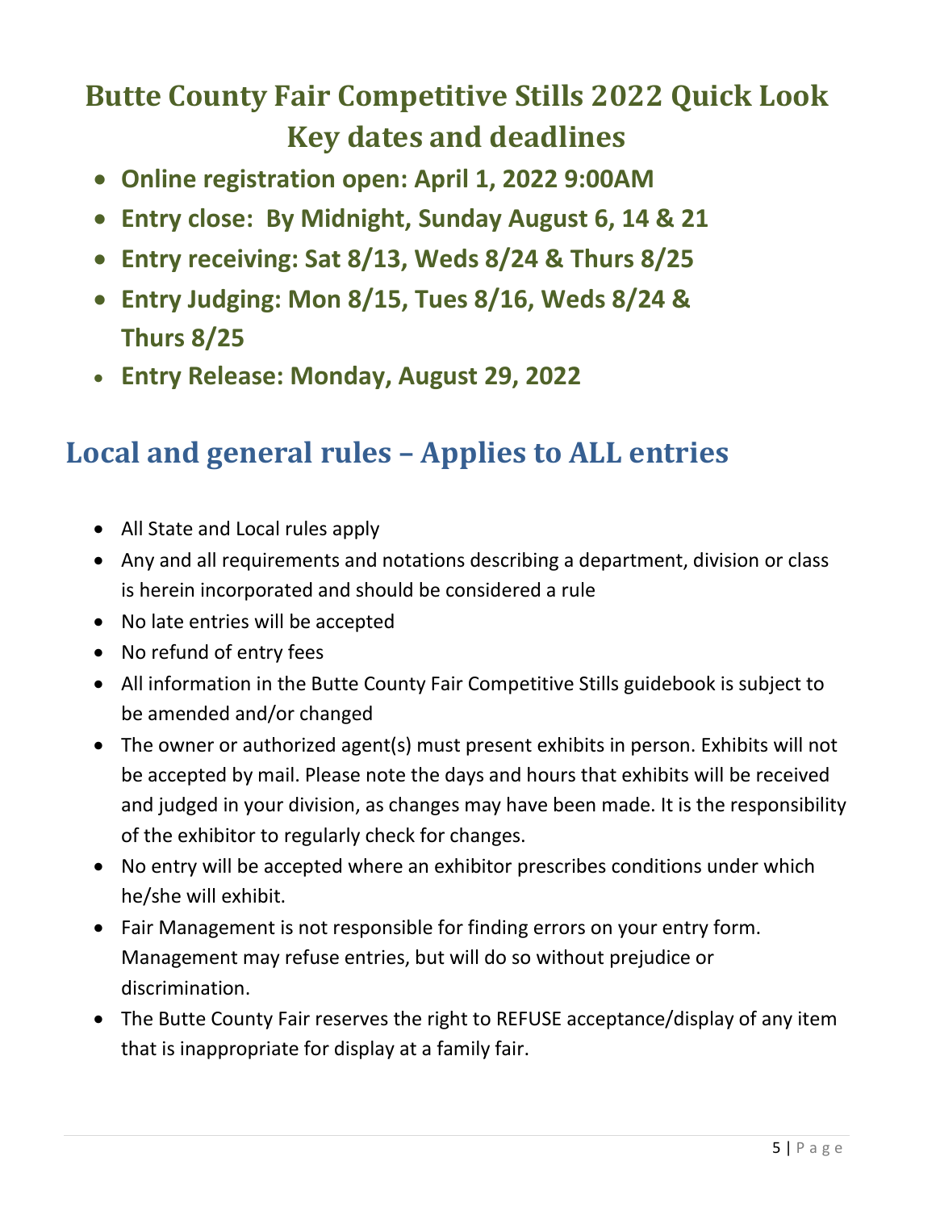# Butte County Fair Competitive Stills 2022 Quick Look Key dates and deadlines

- **Online registration open: April 1, 2022 9:00AM**
- **Entry close: By Midnight, Sunday August 6, 14 & 21**
- **Entry receiving: Sat 8/13, Weds 8/24 & Thurs 8/25**
- **Entry Judging: Mon 8/15, Tues 8/16, Weds 8/24 & Thurs 8/25**
- **Entry Release: Monday, August 29, 2022**

## Local and general rules – Applies to ALL entries

- All State and Local rules apply
- Any and all requirements and notations describing a department, division or class is herein incorporated and should be considered a rule
- No late entries will be accepted
- No refund of entry fees
- All information in the Butte County Fair Competitive Stills guidebook is subject to be amended and/or changed
- The owner or authorized agent(s) must present exhibits in person. Exhibits will not be accepted by mail. Please note the days and hours that exhibits will be received and judged in your division, as changes may have been made. It is the responsibility of the exhibitor to regularly check for changes.
- No entry will be accepted where an exhibitor prescribes conditions under which he/she will exhibit.
- Fair Management is not responsible for finding errors on your entry form. Management may refuse entries, but will do so without prejudice or discrimination.
- The Butte County Fair reserves the right to REFUSE acceptance/display of any item that is inappropriate for display at a family fair.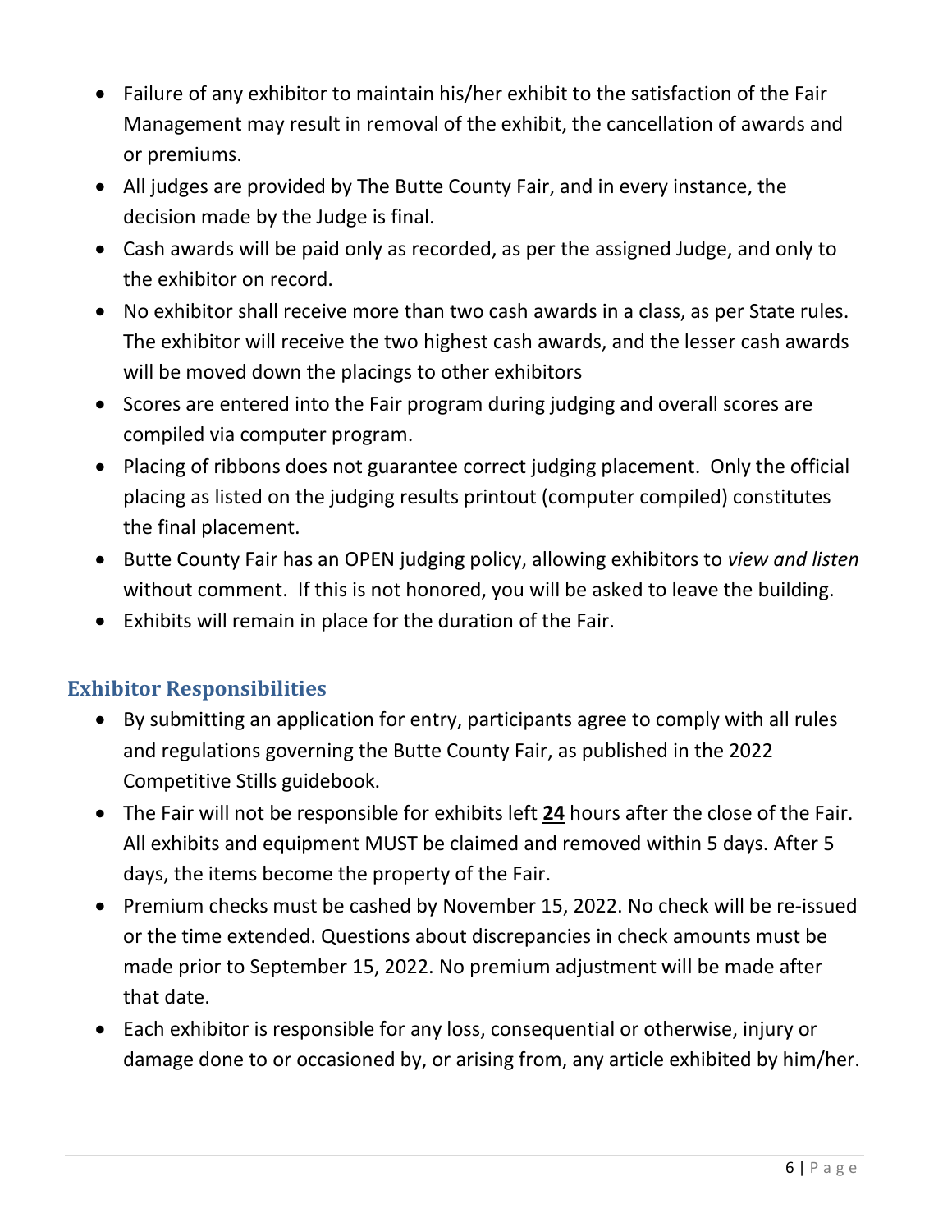- Failure of any exhibitor to maintain his/her exhibit to the satisfaction of the Fair Management may result in removal of the exhibit, the cancellation of awards and or premiums.
- All judges are provided by The Butte County Fair, and in every instance, the decision made by the Judge is final.
- Cash awards will be paid only as recorded, as per the assigned Judge, and only to the exhibitor on record.
- No exhibitor shall receive more than two cash awards in a class, as per State rules. The exhibitor will receive the two highest cash awards, and the lesser cash awards will be moved down the placings to other exhibitors
- Scores are entered into the Fair program during judging and overall scores are compiled via computer program.
- Placing of ribbons does not guarantee correct judging placement. Only the official placing as listed on the judging results printout (computer compiled) constitutes the final placement.
- Butte County Fair has an OPEN judging policy, allowing exhibitors to *view and listen* without comment. If this is not honored, you will be asked to leave the building.
- Exhibits will remain in place for the duration of the Fair.

## Exhibitor Responsibilities

- By submitting an application for entry, participants agree to comply with all rules and regulations governing the Butte County Fair, as published in the 2022 Competitive Stills guidebook.
- The Fair will not be responsible for exhibits left **24** hours after the close of the Fair. All exhibits and equipment MUST be claimed and removed within 5 days. After 5 days, the items become the property of the Fair.
- Premium checks must be cashed by November 15, 2022. No check will be re-issued or the time extended. Questions about discrepancies in check amounts must be made prior to September 15, 2022. No premium adjustment will be made after that date.
- Each exhibitor is responsible for any loss, consequential or otherwise, injury or damage done to or occasioned by, or arising from, any article exhibited by him/her.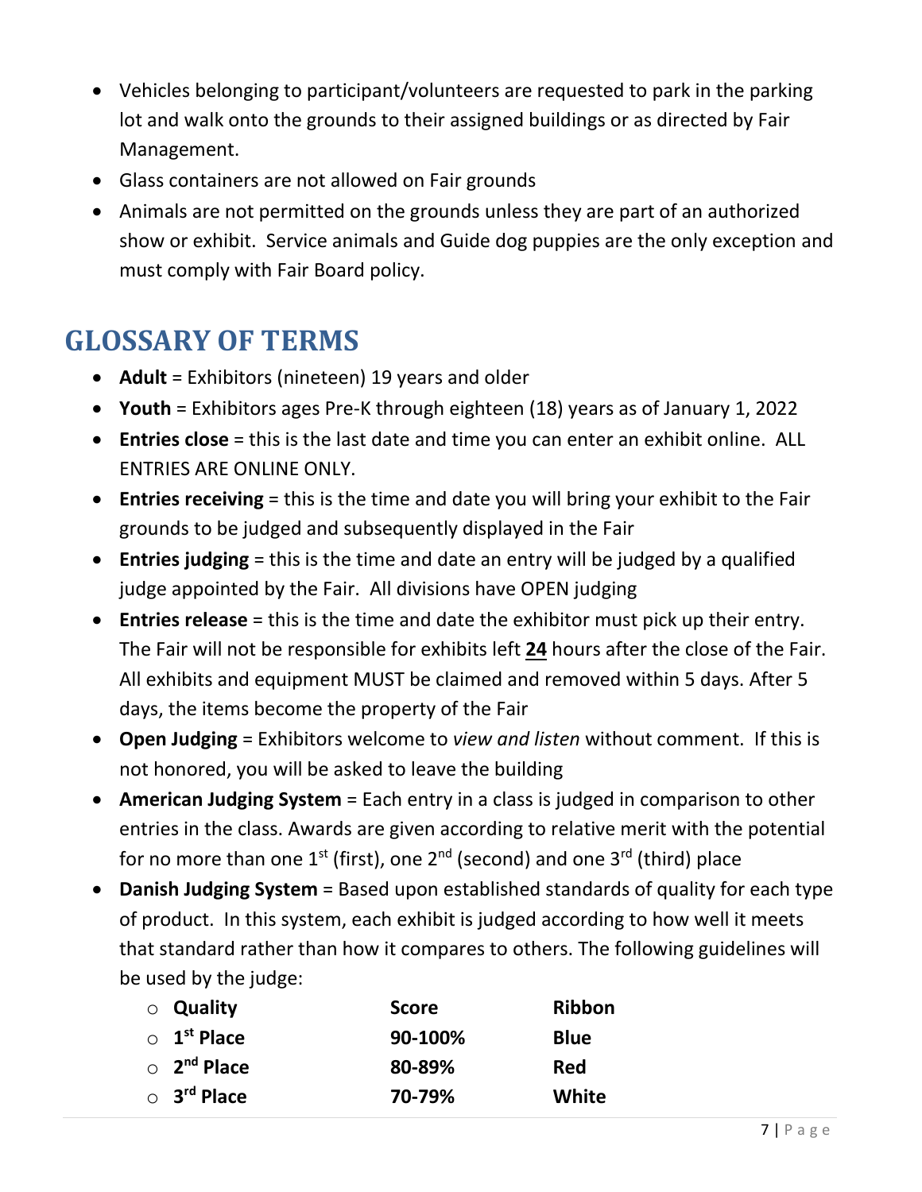- Vehicles belonging to participant/volunteers are requested to park in the parking lot and walk onto the grounds to their assigned buildings or as directed by Fair Management.
- Glass containers are not allowed on Fair grounds
- Animals are not permitted on the grounds unless they are part of an authorized show or exhibit. Service animals and Guide dog puppies are the only exception and must comply with Fair Board policy.

## GLOSSARY OF TERMS

- **Adult** = Exhibitors (nineteen) 19 years and older
- **Youth** = Exhibitors ages Pre-K through eighteen (18) years as of January 1, 2022
- **Entries close** = this is the last date and time you can enter an exhibit online. ALL ENTRIES ARE ONLINE ONLY.
- **Entries receiving** = this is the time and date you will bring your exhibit to the Fair grounds to be judged and subsequently displayed in the Fair
- **Entries judging** = this is the time and date an entry will be judged by a qualified judge appointed by the Fair. All divisions have OPEN judging
- **Entries release** = this is the time and date the exhibitor must pick up their entry. The Fair will not be responsible for exhibits left **24** hours after the close of the Fair. All exhibits and equipment MUST be claimed and removed within 5 days. After 5 days, the items become the property of the Fair
- **Open Judging** = Exhibitors welcome to *view and listen* without comment. If this is not honored, you will be asked to leave the building
- **American Judging System** = Each entry in a class is judged in comparison to other entries in the class. Awards are given according to relative merit with the potential for no more than one 1st (first), one 2nd (second) and one 3rd (third) place
- **Danish Judging System** = Based upon established standards of quality for each type of product. In this system, each exhibit is judged according to how well it meets that standard rather than how it compares to others. The following guidelines will be used by the judge:

| Quality | Score | Ribbon |
|---|---|---|
| 1st Place | 90-100% | Blue |
| 2nd Place | 80-89% | Red |
| 3rd Place | 70-79% | White |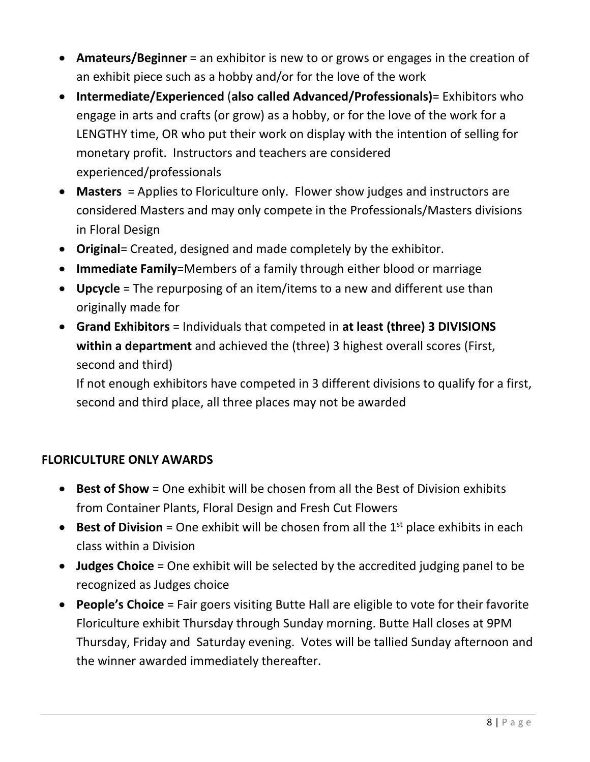- **Amateurs/Beginner** = an exhibitor is new to or grows or engages in the creation of an exhibit piece such as a hobby and/or for the love of the work
- **Intermediate/Experienced** (**also called Advanced/Professionals)**= Exhibitors who engage in arts and crafts (or grow) as a hobby, or for the love of the work for a LENGTHY time, OR who put their work on display with the intention of selling for monetary profit. Instructors and teachers are considered experienced/professionals
- **Masters** = Applies to Floriculture only. Flower show judges and instructors are considered Masters and may only compete in the Professionals/Masters divisions in Floral Design
- **Original**= Created, designed and made completely by the exhibitor.
- **Immediate Family**=Members of a family through either blood or marriage
- **Upcycle** = The repurposing of an item/items to a new and different use than originally made for
- **Grand Exhibitors** = Individuals that competed in **at least (three) 3 DIVISIONS within a department** and achieved the (three) 3 highest overall scores (First, second and third)

  If not enough exhibitors have competed in 3 different divisions to qualify for a first, second and third place, all three places may not be awarded

## FLORICULTURE ONLY AWARDS

- **Best of Show** = One exhibit will be chosen from all the Best of Division exhibits from Container Plants, Floral Design and Fresh Cut Flowers
- **Best of Division** = One exhibit will be chosen from all the 1st place exhibits in each class within a Division
- **Judges Choice** = One exhibit will be selected by the accredited judging panel to be recognized as Judges choice
- **People's Choice** = Fair goers visiting Butte Hall are eligible to vote for their favorite Floriculture exhibit Thursday through Sunday morning. Butte Hall closes at 9PM Thursday, Friday and Saturday evening. Votes will be tallied Sunday afternoon and the winner awarded immediately thereafter.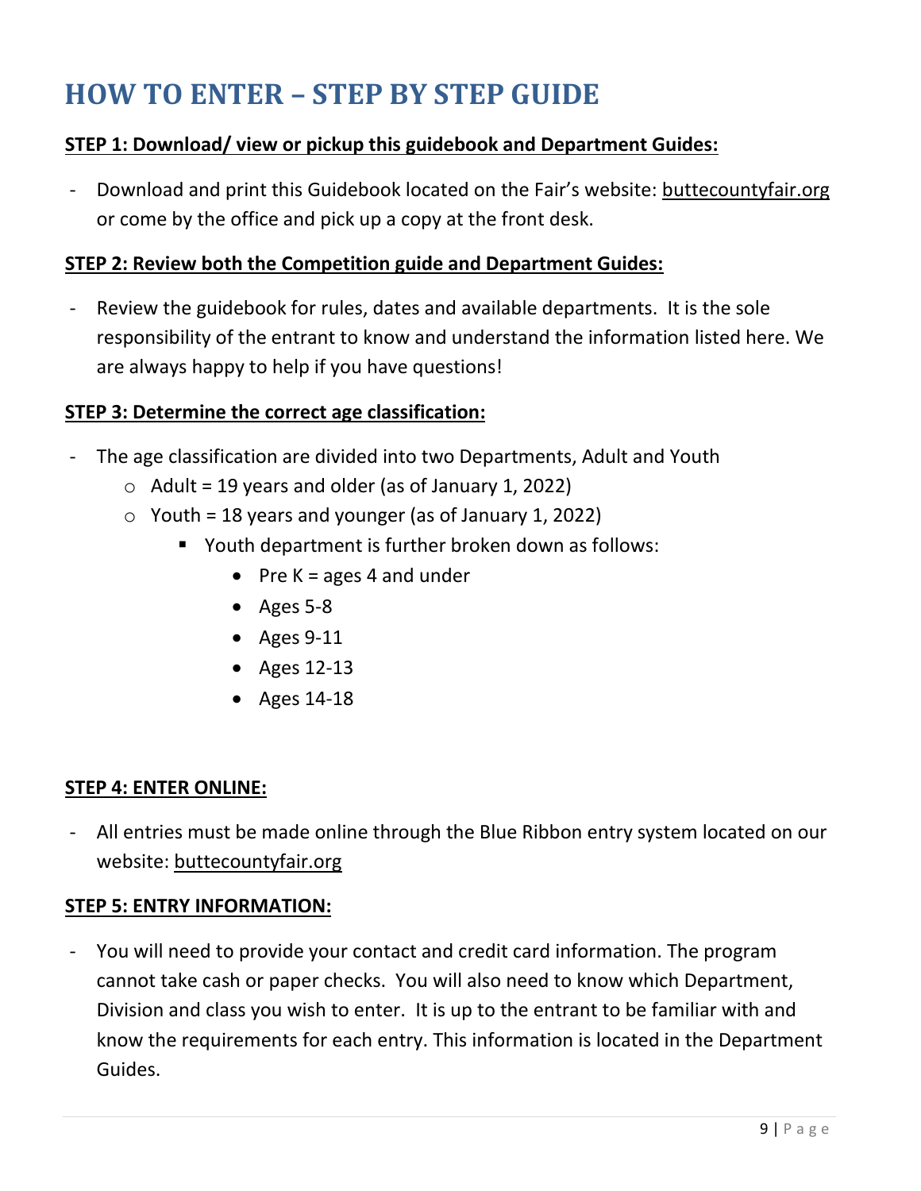# HOW TO ENTER – STEP BY STEP GUIDE

**STEP 1: Download/ view or pickup this guidebook and Department Guides:**

- Download and print this Guidebook located on the Fair's website: buttecountyfair.org or come by the office and pick up a copy at the front desk.

**STEP 2: Review both the Competition guide and Department Guides:**

- Review the guidebook for rules, dates and available departments. It is the sole responsibility of the entrant to know and understand the information listed here. We are always happy to help if you have questions!

**STEP 3: Determine the correct age classification:**

- The age classification are divided into two Departments, Adult and Youth
  - Adult = 19 years and older (as of January 1, 2022)
  - Youth = 18 years and younger (as of January 1, 2022)
    - Youth department is further broken down as follows:
      - Pre K = ages 4 and under
      - Ages 5-8
      - Ages 9-11
      - Ages 12-13
      - Ages 14-18

**STEP 4: ENTER ONLINE:**

- All entries must be made online through the Blue Ribbon entry system located on our website: buttecountyfair.org

**STEP 5: ENTRY INFORMATION:**

- You will need to provide your contact and credit card information. The program cannot take cash or paper checks. You will also need to know which Department, Division and class you wish to enter. It is up to the entrant to be familiar with and know the requirements for each entry. This information is located in the Department Guides.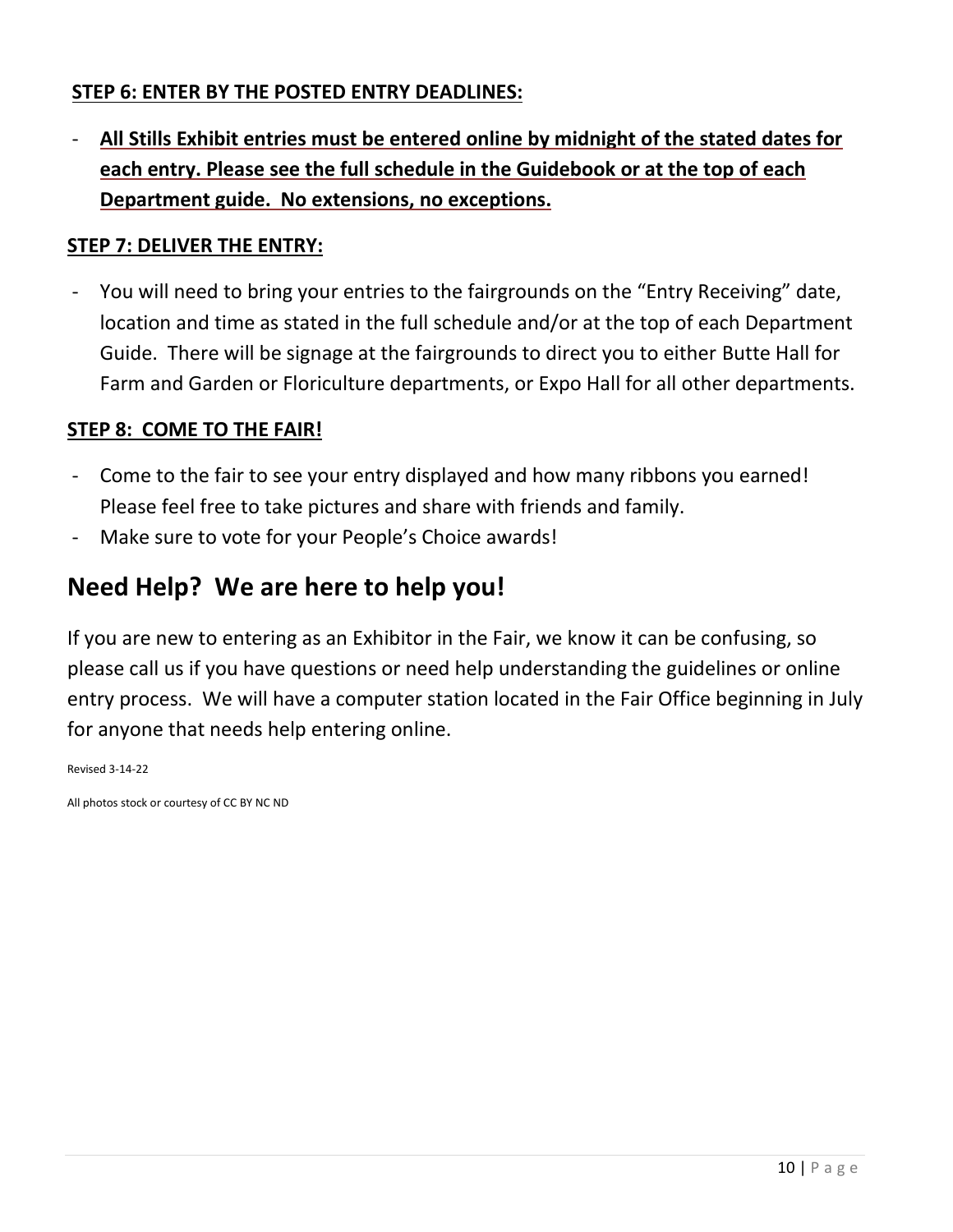**STEP 6: ENTER BY THE POSTED ENTRY DEADLINES:**

- **All Stills Exhibit entries must be entered online by midnight of the stated dates for each entry. Please see the full schedule in the Guidebook or at the top of each Department guide. No extensions, no exceptions.**

**STEP 7: DELIVER THE ENTRY:**

- You will need to bring your entries to the fairgrounds on the "Entry Receiving" date, location and time as stated in the full schedule and/or at the top of each Department Guide. There will be signage at the fairgrounds to direct you to either Butte Hall for Farm and Garden or Floriculture departments, or Expo Hall for all other departments.

**STEP 8: COME TO THE FAIR!**

- Come to the fair to see your entry displayed and how many ribbons you earned! Please feel free to take pictures and share with friends and family.
- Make sure to vote for your People's Choice awards!

## Need Help? We are here to help you!

If you are new to entering as an Exhibitor in the Fair, we know it can be confusing, so please call us if you have questions or need help understanding the guidelines or online entry process. We will have a computer station located in the Fair Office beginning in July for anyone that needs help entering online.

Revised 3-14-22

All photos stock or courtesy of CC BY NC ND